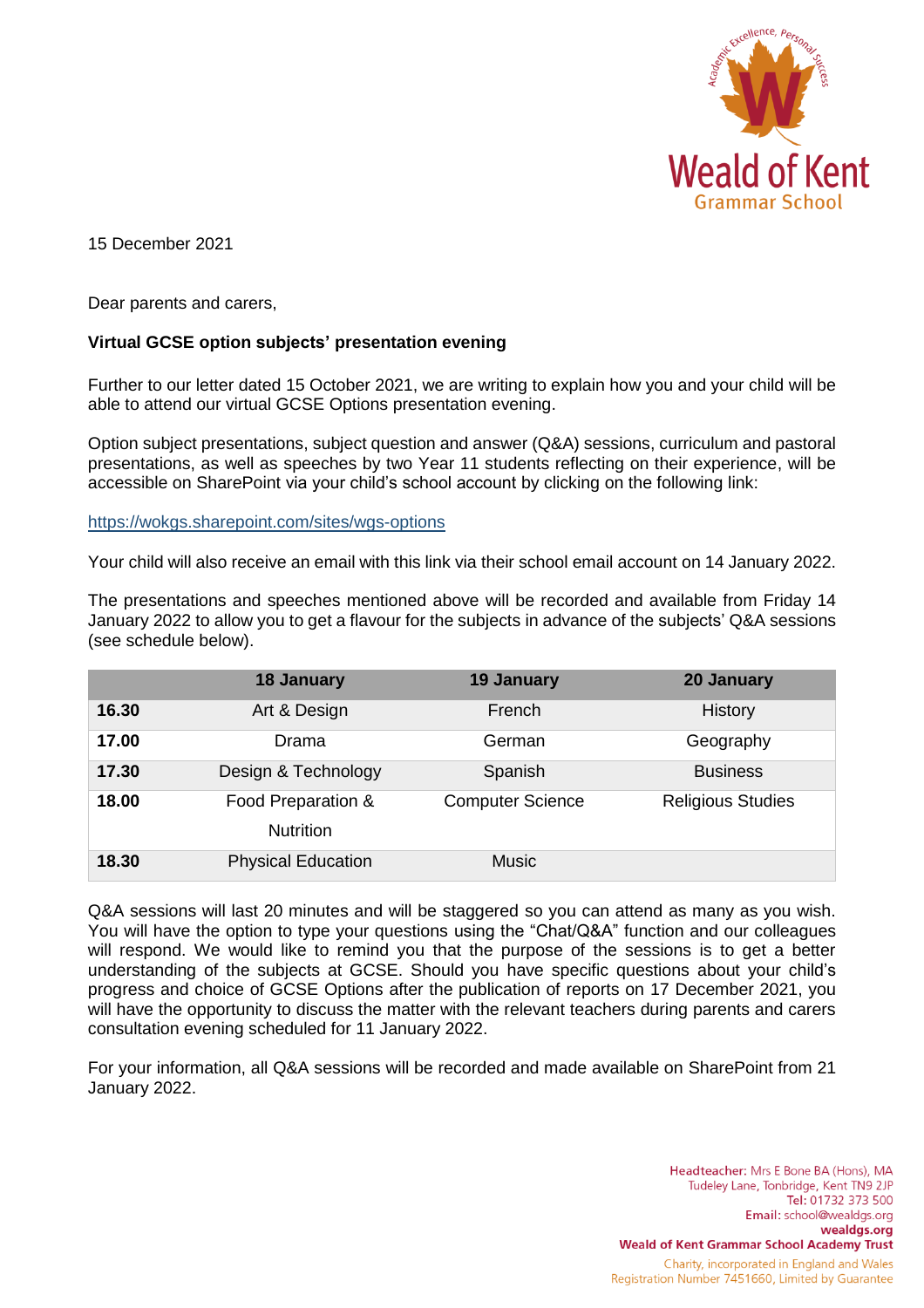15 December 2021

Dear parents and carers,

**Virtual GCSE option subjects' presentation evening**

Further to our letter dated 15 October 2021, we are writing to explain how you and your child will be able to attend our virtual GCSE Options presentation evening.

Option subject presentations, subject question and answer (Q&A) sessions, curriculum and pastoral presentations, as well as speeches by two Year 11 students reflecting on their experience, will be accessible on SharePoint via your child's school account by clicking on the following link:

https://wokgs.sharepoint.com/sites/wgs-options

Your child will also receive an email with this link via their school email account on 14 January 2022.

The presentations and speeches mentioned above will be recorded and available from Friday 14 January 2022 to allow you to get a flavour for the subjects in advance of the subjects' Q&A sessions (see schedule below).

| | 18 January | 19 January | 20 January |
|---|---|---|---|
| **16.30** | Art & Design | French | History |
| **17.00** | Drama | German | Geography |
| **17.30** | Design & Technology | Spanish | Business |
| **18.00** | Food Preparation & Nutrition | Computer Science | Religious Studies |
| **18.30** | Physical Education | Music | |

Q&A sessions will last 20 minutes and will be staggered so you can attend as many as you wish. You will have the option to type your questions using the "Chat/Q&A" function and our colleagues will respond. We would like to remind you that the purpose of the sessions is to get a better understanding of the subjects at GCSE. Should you have specific questions about your child's progress and choice of GCSE Options after the publication of reports on 17 December 2021, you will have the opportunity to discuss the matter with the relevant teachers during parents and carers consultation evening scheduled for 11 January 2022.

For your information, all Q&A sessions will be recorded and made available on SharePoint from 21 January 2022.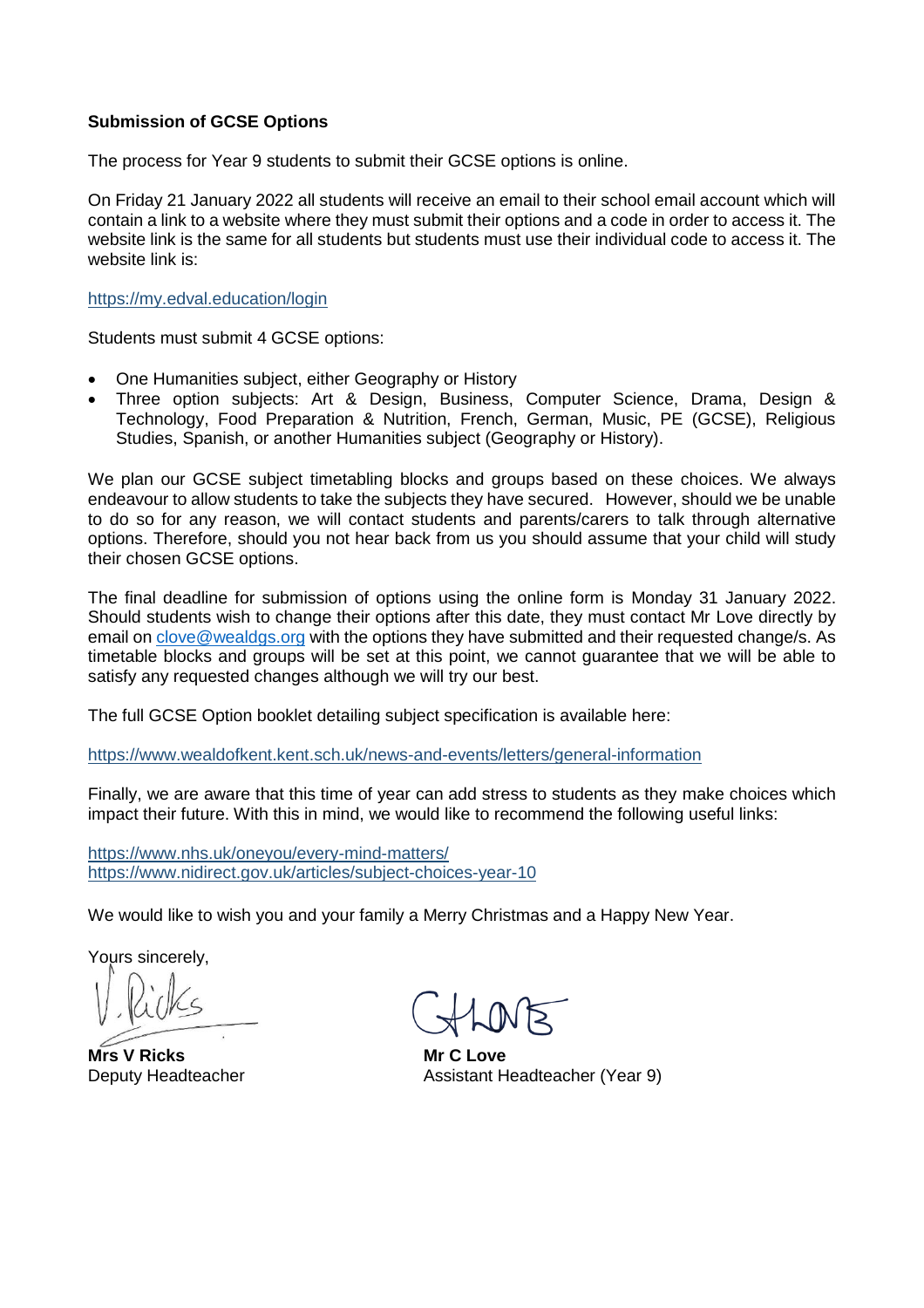**Submission of GCSE Options**

The process for Year 9 students to submit their GCSE options is online.

On Friday 21 January 2022 all students will receive an email to their school email account which will contain a link to a website where they must submit their options and a code in order to access it. The website link is the same for all students but students must use their individual code to access it. The website link is:

https://my.edval.education/login

Students must submit 4 GCSE options:

- One Humanities subject, either Geography or History
- Three option subjects: Art & Design, Business, Computer Science, Drama, Design & Technology, Food Preparation & Nutrition, French, German, Music, PE (GCSE), Religious Studies, Spanish, or another Humanities subject (Geography or History).

We plan our GCSE subject timetabling blocks and groups based on these choices. We always endeavour to allow students to take the subjects they have secured. However, should we be unable to do so for any reason, we will contact students and parents/carers to talk through alternative options. Therefore, should you not hear back from us you should assume that your child will study their chosen GCSE options.

The final deadline for submission of options using the online form is Monday 31 January 2022. Should students wish to change their options after this date, they must contact Mr Love directly by email on clove@wealdgs.org with the options they have submitted and their requested change/s. As timetable blocks and groups will be set at this point, we cannot guarantee that we will be able to satisfy any requested changes although we will try our best.

The full GCSE Option booklet detailing subject specification is available here:

https://www.wealdofkent.kent.sch.uk/news-and-events/letters/general-information

Finally, we are aware that this time of year can add stress to students as they make choices which impact their future. With this in mind, we would like to recommend the following useful links:

https://www.nhs.uk/oneyou/every-mind-matters/
https://www.nidirect.gov.uk/articles/subject-choices-year-10

We would like to wish you and your family a Merry Christmas and a Happy New Year.

Yours sincerely,

**Mrs V Ricks**
Deputy Headteacher

**Mr C Love**
Assistant Headteacher (Year 9)